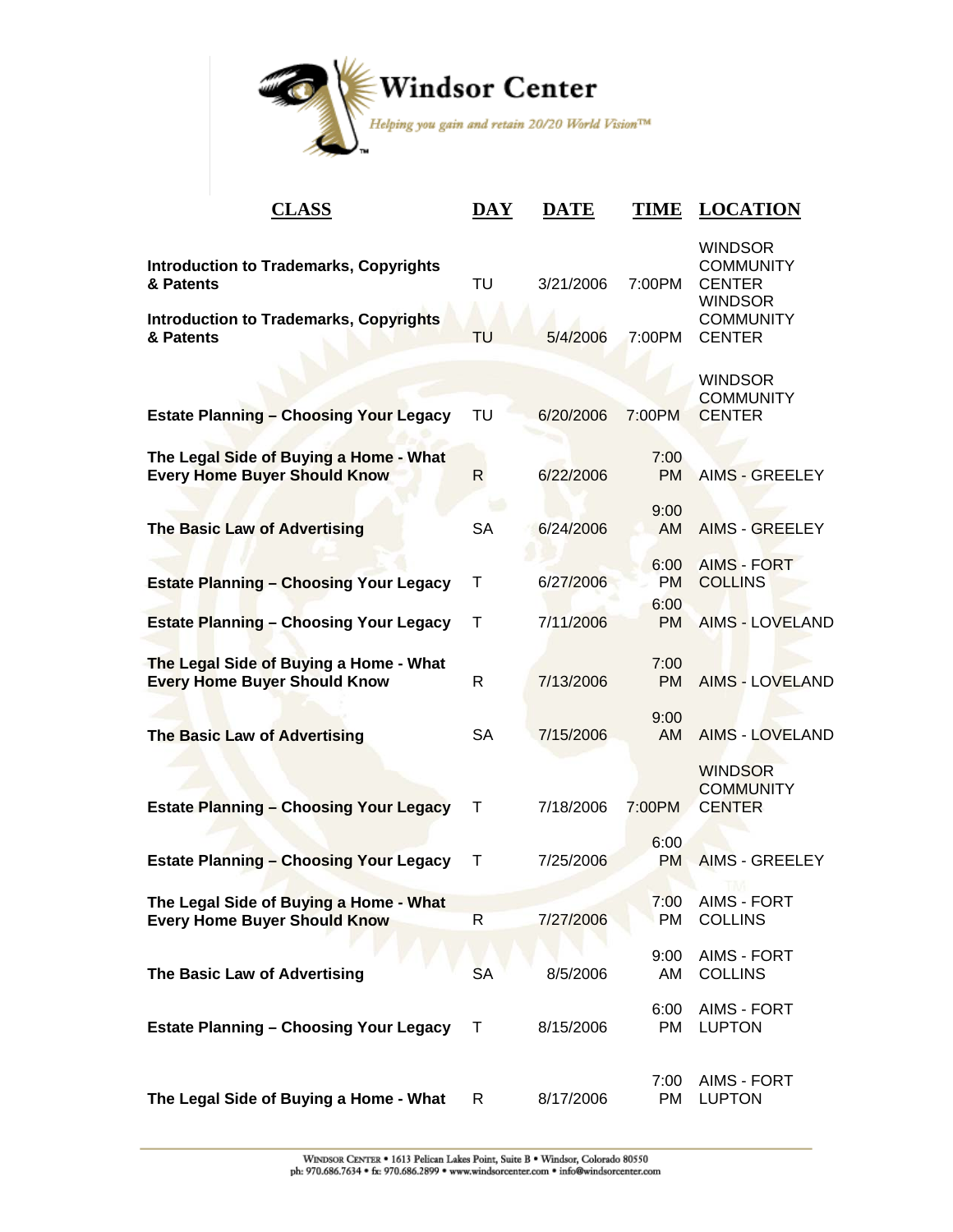# Windsor Center

*Helping you gain and retain 20/20 World Vision™*

| CLASS | DAY | DATE | TIME | LOCATION |
|---|---|---|---|---|
| **Introduction to Trademarks, Copyrights & Patents** | TU | 3/21/2006 | 7:00PM | WINDSOR COMMUNITY CENTER |
| **Introduction to Trademarks, Copyrights & Patents** | TU | 5/4/2006 | 7:00PM | WINDSOR COMMUNITY CENTER |
| **Estate Planning – Choosing Your Legacy** | TU | 6/20/2006 | 7:00PM | WINDSOR COMMUNITY CENTER |
| **The Legal Side of Buying a Home - What Every Home Buyer Should Know** | R | 6/22/2006 | 7:00 PM | AIMS - GREELEY |
| **The Basic Law of Advertising** | SA | 6/24/2006 | 9:00 AM | AIMS - GREELEY |
| **Estate Planning – Choosing Your Legacy** | T | 6/27/2006 | 6:00 PM | AIMS - FORT COLLINS |
| **Estate Planning – Choosing Your Legacy** | T | 7/11/2006 | 6:00 PM | AIMS - LOVELAND |
| **The Legal Side of Buying a Home - What Every Home Buyer Should Know** | R | 7/13/2006 | 7:00 PM | AIMS - LOVELAND |
| **The Basic Law of Advertising** | SA | 7/15/2006 | 9:00 AM | AIMS - LOVELAND |
| **Estate Planning – Choosing Your Legacy** | T | 7/18/2006 | 7:00PM | WINDSOR COMMUNITY CENTER |
| **Estate Planning – Choosing Your Legacy** | T | 7/25/2006 | 6:00 PM | AIMS - GREELEY |
| **The Legal Side of Buying a Home - What Every Home Buyer Should Know** | R | 7/27/2006 | 7:00 PM | AIMS - FORT COLLINS |
| **The Basic Law of Advertising** | SA | 8/5/2006 | 9:00 AM | AIMS - FORT COLLINS |
| **Estate Planning – Choosing Your Legacy** | T | 8/15/2006 | 6:00 PM | AIMS - FORT LUPTON |
| **The Legal Side of Buying a Home - What** | R | 8/17/2006 | 7:00 PM | AIMS - FORT LUPTON |

WINDSOR CENTER • 1613 Pelican Lakes Point, Suite B • Windsor, Colorado 80550
ph: 970.686.7634 • fx: 970.686.2899 • www.windsorcenter.com • info@windsorcenter.com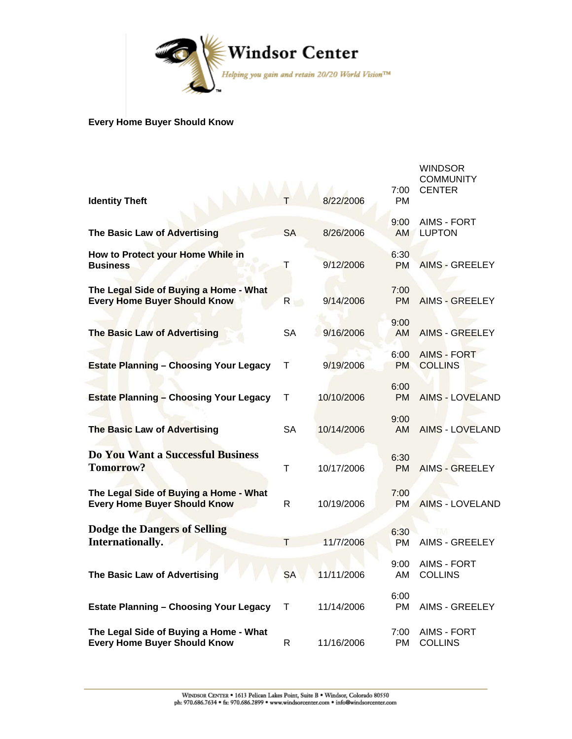**Every Home Buyer Should Know**

| | | | | |
|---|---|---|---|---|
| **Identity Theft** | T | 8/22/2006 | 7:00 PM | WINDSOR COMMUNITY CENTER |
| **The Basic Law of Advertising** | SA | 8/26/2006 | 9:00 AM | AIMS - FORT LUPTON |
| **How to Protect your Home While in Business** | T | 9/12/2006 | 6:30 PM | AIMS - GREELEY |
| **The Legal Side of Buying a Home - What Every Home Buyer Should Know** | R | 9/14/2006 | 7:00 PM | AIMS - GREELEY |
| **The Basic Law of Advertising** | SA | 9/16/2006 | 9:00 AM | AIMS - GREELEY |
| **Estate Planning – Choosing Your Legacy** | T | 9/19/2006 | 6:00 PM | AIMS - FORT COLLINS |
| **Estate Planning – Choosing Your Legacy** | T | 10/10/2006 | 6:00 PM | AIMS - LOVELAND |
| **The Basic Law of Advertising** | SA | 10/14/2006 | 9:00 AM | AIMS - LOVELAND |
| **Do You Want a Successful Business Tomorrow?** | T | 10/17/2006 | 6:30 PM | AIMS - GREELEY |
| **The Legal Side of Buying a Home - What Every Home Buyer Should Know** | R | 10/19/2006 | 7:00 PM | AIMS - LOVELAND |
| **Dodge the Dangers of Selling Internationally.** | T | 11/7/2006 | 6:30 PM | AIMS - GREELEY |
| **The Basic Law of Advertising** | SA | 11/11/2006 | 9:00 AM | AIMS - FORT COLLINS |
| **Estate Planning – Choosing Your Legacy** | T | 11/14/2006 | 6:00 PM | AIMS - GREELEY |
| **The Legal Side of Buying a Home - What Every Home Buyer Should Know** | R | 11/16/2006 | 7:00 PM | AIMS - FORT COLLINS |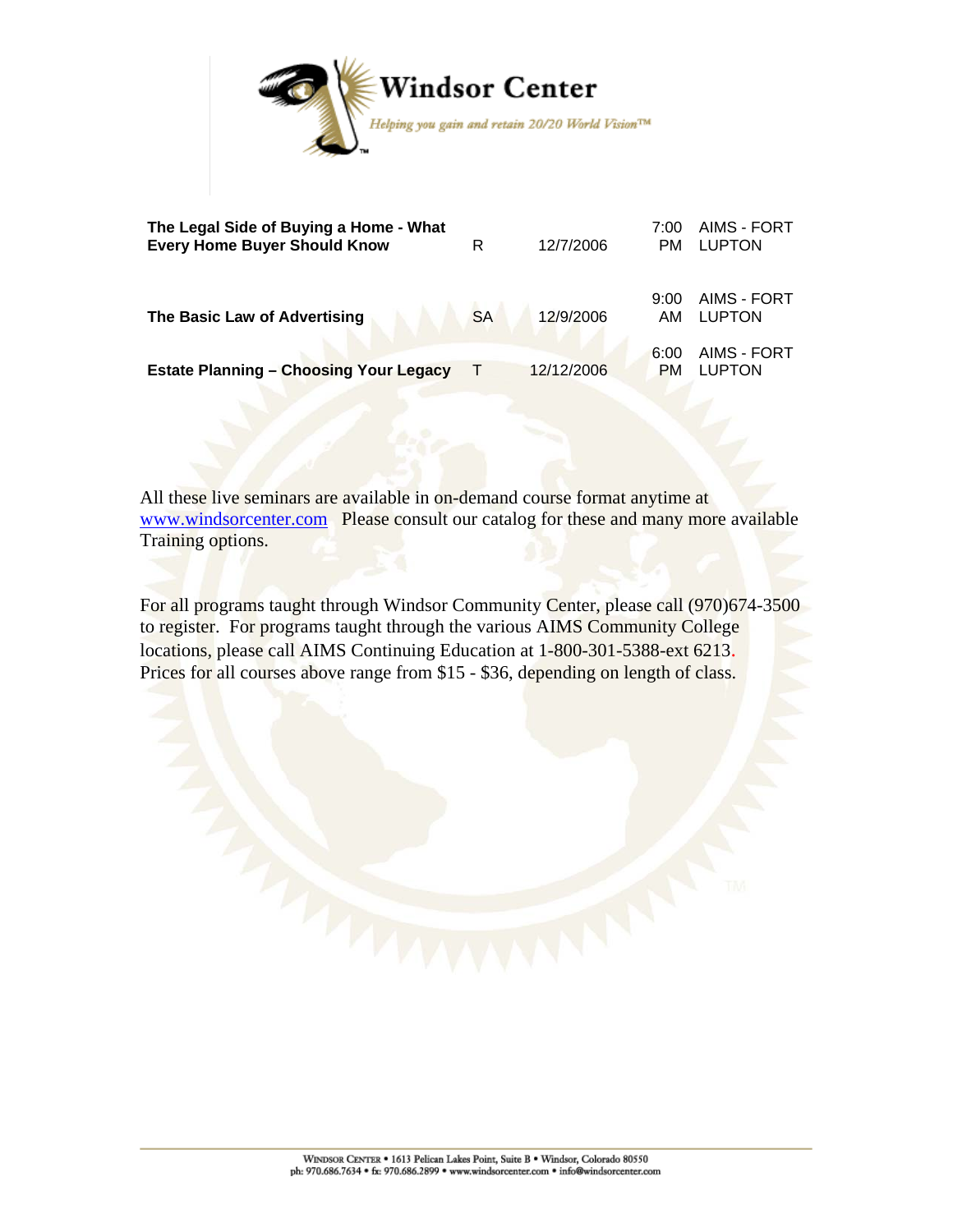# Windsor Center

*Helping you gain and retain 20/20 World Vision™*

| | | | | |
|---|---|---|---|---|
| **The Legal Side of Buying a Home - What Every Home Buyer Should Know** | R | 12/7/2006 | 7:00 PM | AIMS - FORT LUPTON |
| **The Basic Law of Advertising** | SA | 12/9/2006 | 9:00 AM | AIMS - FORT LUPTON |
| **Estate Planning – Choosing Your Legacy** | T | 12/12/2006 | 6:00 PM | AIMS - FORT LUPTON |

All these live seminars are available in on-demand course format anytime at www.windsorcenter.com Please consult our catalog for these and many more available Training options.

For all programs taught through Windsor Community Center, please call (970)674-3500 to register. For programs taught through the various AIMS Community College locations, please call AIMS Continuing Education at 1-800-301-5388-ext 6213. Prices for all courses above range from $15 - $36, depending on length of class.

Windsor Center • 1613 Pelican Lakes Point, Suite B • Windsor, Colorado 80550
ph: 970.686.7634 • fx: 970.686.2899 • www.windsorcenter.com • info@windsorcenter.com